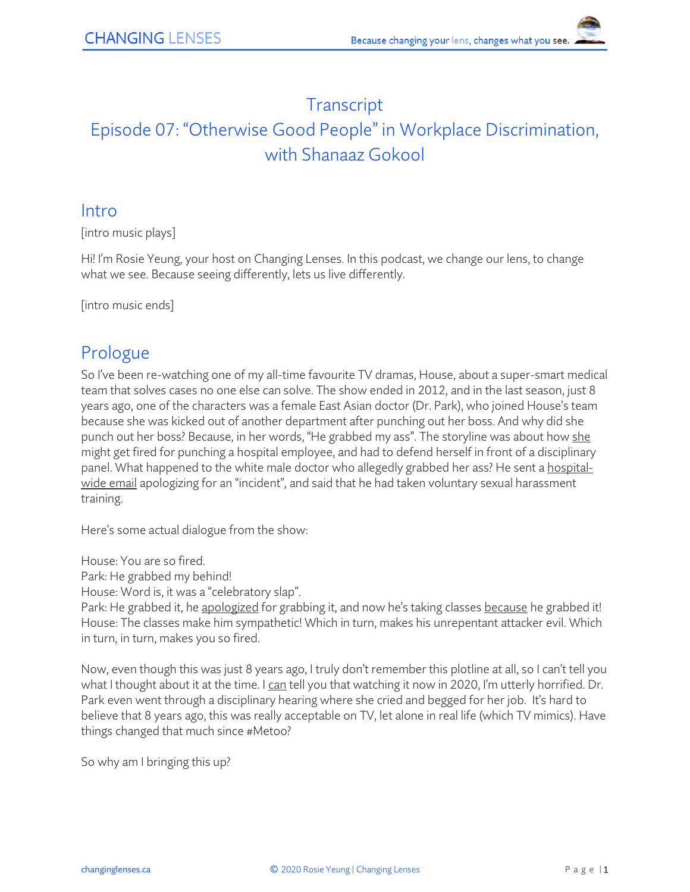# Transcript

# Episode 07: "Otherwise Good People" in Workplace Discrimination, with Shanaaz Gokool

## Intro

[intro music plays]

Hi! I'm Rosie Yeung, your host on Changing Lenses. In this podcast, we change our lens, to change what we see. Because seeing differently, lets us live differently.

[intro music ends]

## Prologue

So I've been re-watching one of my all-time favourite TV dramas, House, about a super-smart medical team that solves cases no one else can solve. The show ended in 2012, and in the last season, just 8 years ago, one of the characters was a female East Asian doctor (Dr. Park), who joined House's team because she was kicked out of another department after punching out her boss. And why did she punch out her boss? Because, in her words, "He grabbed my ass". The storyline was about how she might get fired for punching a hospital employee, and had to defend herself in front of a disciplinary panel. What happened to the white male doctor who allegedly grabbed her ass? He sent a hospital-wide email apologizing for an "incident", and said that he had taken voluntary sexual harassment training.

Here's some actual dialogue from the show:

House: You are so fired.
Park: He grabbed my behind!
House: Word is, it was a "celebratory slap".
Park: He grabbed it, he apologized for grabbing it, and now he's taking classes because he grabbed it!
House: The classes make him sympathetic! Which in turn, makes his unrepentant attacker evil. Which in turn, in turn, makes you so fired.

Now, even though this was just 8 years ago, I truly don't remember this plotline at all, so I can't tell you what I thought about it at the time. I can tell you that watching it now in 2020, I'm utterly horrified. Dr. Park even went through a disciplinary hearing where she cried and begged for her job. It's hard to believe that 8 years ago, this was really acceptable on TV, let alone in real life (which TV mimics). Have things changed that much since #Metoo?

So why am I bringing this up?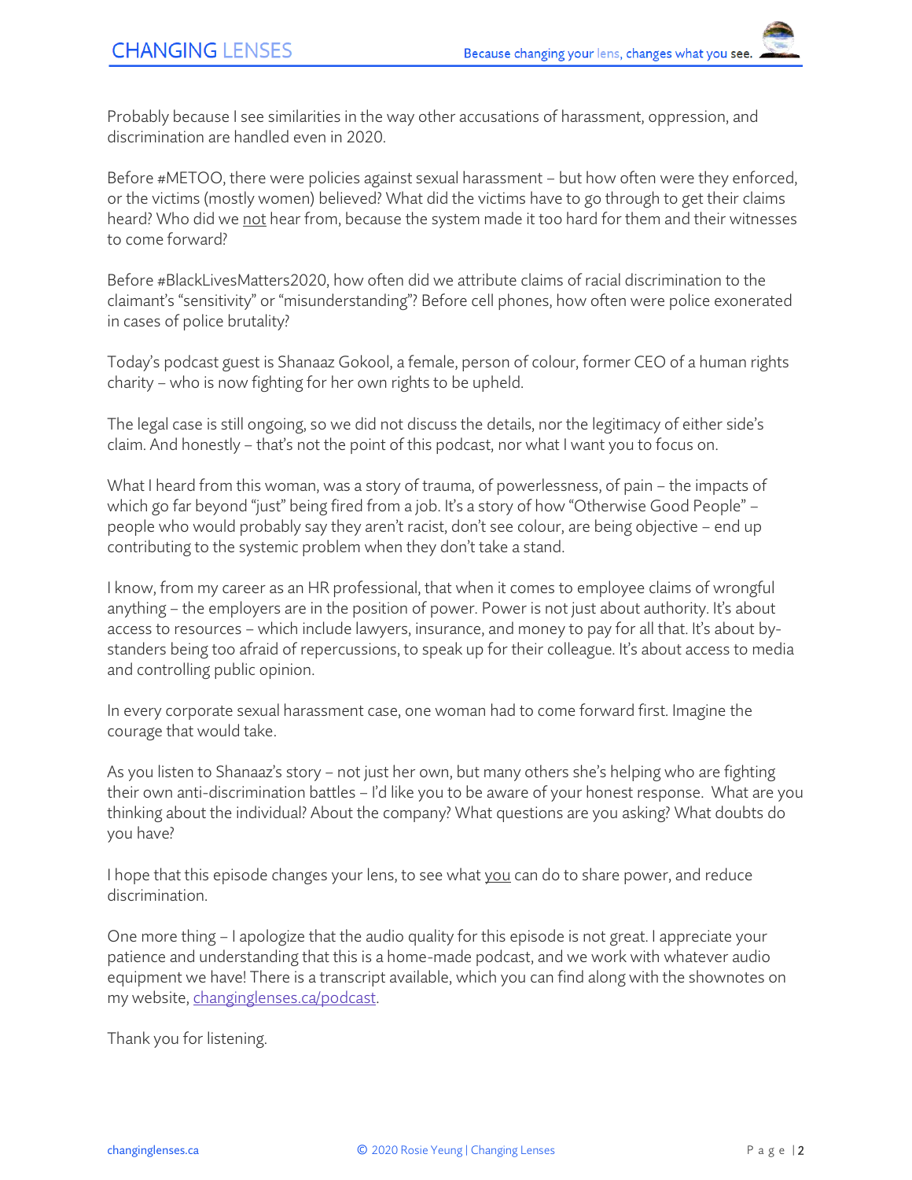Probably because I see similarities in the way other accusations of harassment, oppression, and discrimination are handled even in 2020.

Before #METOO, there were policies against sexual harassment – but how often were they enforced, or the victims (mostly women) believed? What did the victims have to go through to get their claims heard? Who did we not hear from, because the system made it too hard for them and their witnesses to come forward?

Before #BlackLivesMatters2020, how often did we attribute claims of racial discrimination to the claimant's "sensitivity" or "misunderstanding"? Before cell phones, how often were police exonerated in cases of police brutality?

Today's podcast guest is Shanaaz Gokool, a female, person of colour, former CEO of a human rights charity – who is now fighting for her own rights to be upheld.

The legal case is still ongoing, so we did not discuss the details, nor the legitimacy of either side's claim. And honestly – that's not the point of this podcast, nor what I want you to focus on.

What I heard from this woman, was a story of trauma, of powerlessness, of pain – the impacts of which go far beyond "just" being fired from a job. It's a story of how "Otherwise Good People" – people who would probably say they aren't racist, don't see colour, are being objective – end up contributing to the systemic problem when they don't take a stand.

I know, from my career as an HR professional, that when it comes to employee claims of wrongful anything – the employers are in the position of power. Power is not just about authority. It's about access to resources – which include lawyers, insurance, and money to pay for all that. It's about by-standers being too afraid of repercussions, to speak up for their colleague. It's about access to media and controlling public opinion.

In every corporate sexual harassment case, one woman had to come forward first. Imagine the courage that would take.

As you listen to Shanaaz's story – not just her own, but many others she's helping who are fighting their own anti-discrimination battles – I'd like you to be aware of your honest response. What are you thinking about the individual? About the company? What questions are you asking? What doubts do you have?

I hope that this episode changes your lens, to see what you can do to share power, and reduce discrimination.

One more thing – I apologize that the audio quality for this episode is not great. I appreciate your patience and understanding that this is a home-made podcast, and we work with whatever audio equipment we have! There is a transcript available, which you can find along with the shownotes on my website, [changinglenses.ca/podcast](changinglenses.ca/podcast).

Thank you for listening.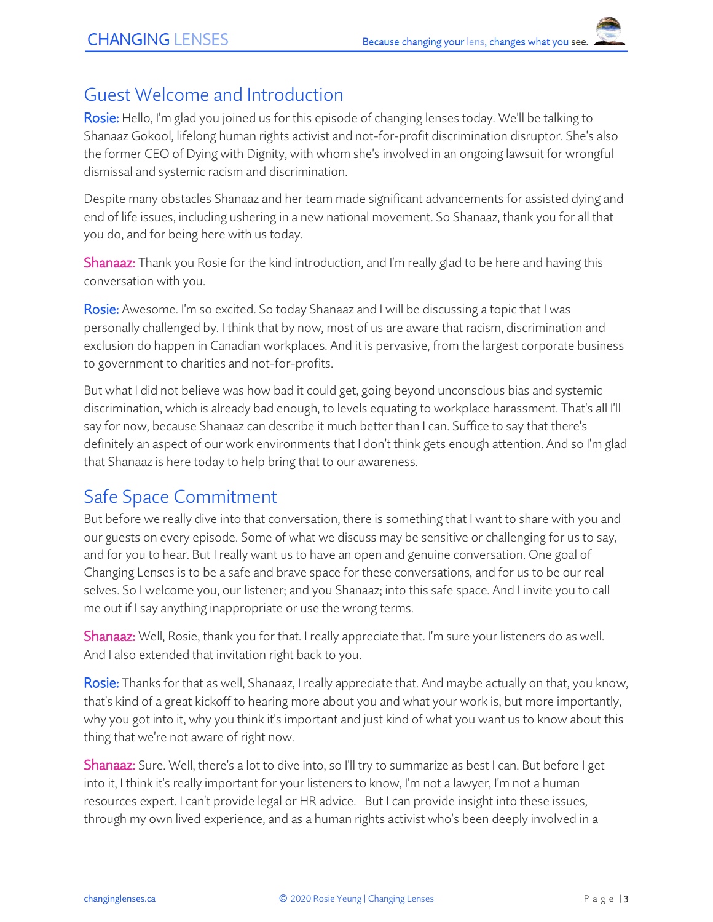## Guest Welcome and Introduction

**Rosie:** Hello, I'm glad you joined us for this episode of changing lenses today. We'll be talking to Shanaaz Gokool, lifelong human rights activist and not-for-profit discrimination disruptor. She's also the former CEO of Dying with Dignity, with whom she's involved in an ongoing lawsuit for wrongful dismissal and systemic racism and discrimination.

Despite many obstacles Shanaaz and her team made significant advancements for assisted dying and end of life issues, including ushering in a new national movement. So Shanaaz, thank you for all that you do, and for being here with us today.

**Shanaaz:** Thank you Rosie for the kind introduction, and I'm really glad to be here and having this conversation with you.

**Rosie:** Awesome. I'm so excited. So today Shanaaz and I will be discussing a topic that I was personally challenged by. I think that by now, most of us are aware that racism, discrimination and exclusion do happen in Canadian workplaces. And it is pervasive, from the largest corporate business to government to charities and not-for-profits.

But what I did not believe was how bad it could get, going beyond unconscious bias and systemic discrimination, which is already bad enough, to levels equating to workplace harassment. That's all I'll say for now, because Shanaaz can describe it much better than I can. Suffice to say that there's definitely an aspect of our work environments that I don't think gets enough attention. And so I'm glad that Shanaaz is here today to help bring that to our awareness.

## Safe Space Commitment

But before we really dive into that conversation, there is something that I want to share with you and our guests on every episode. Some of what we discuss may be sensitive or challenging for us to say, and for you to hear. But I really want us to have an open and genuine conversation. One goal of Changing Lenses is to be a safe and brave space for these conversations, and for us to be our real selves. So I welcome you, our listener; and you Shanaaz; into this safe space. And I invite you to call me out if I say anything inappropriate or use the wrong terms.

**Shanaaz:** Well, Rosie, thank you for that. I really appreciate that. I'm sure your listeners do as well. And I also extended that invitation right back to you.

**Rosie:** Thanks for that as well, Shanaaz, I really appreciate that. And maybe actually on that, you know, that's kind of a great kickoff to hearing more about you and what your work is, but more importantly, why you got into it, why you think it's important and just kind of what you want us to know about this thing that we're not aware of right now.

**Shanaaz:** Sure. Well, there's a lot to dive into, so I'll try to summarize as best I can. But before I get into it, I think it's really important for your listeners to know, I'm not a lawyer, I'm not a human resources expert. I can't provide legal or HR advice. But I can provide insight into these issues, through my own lived experience, and as a human rights activist who's been deeply involved in a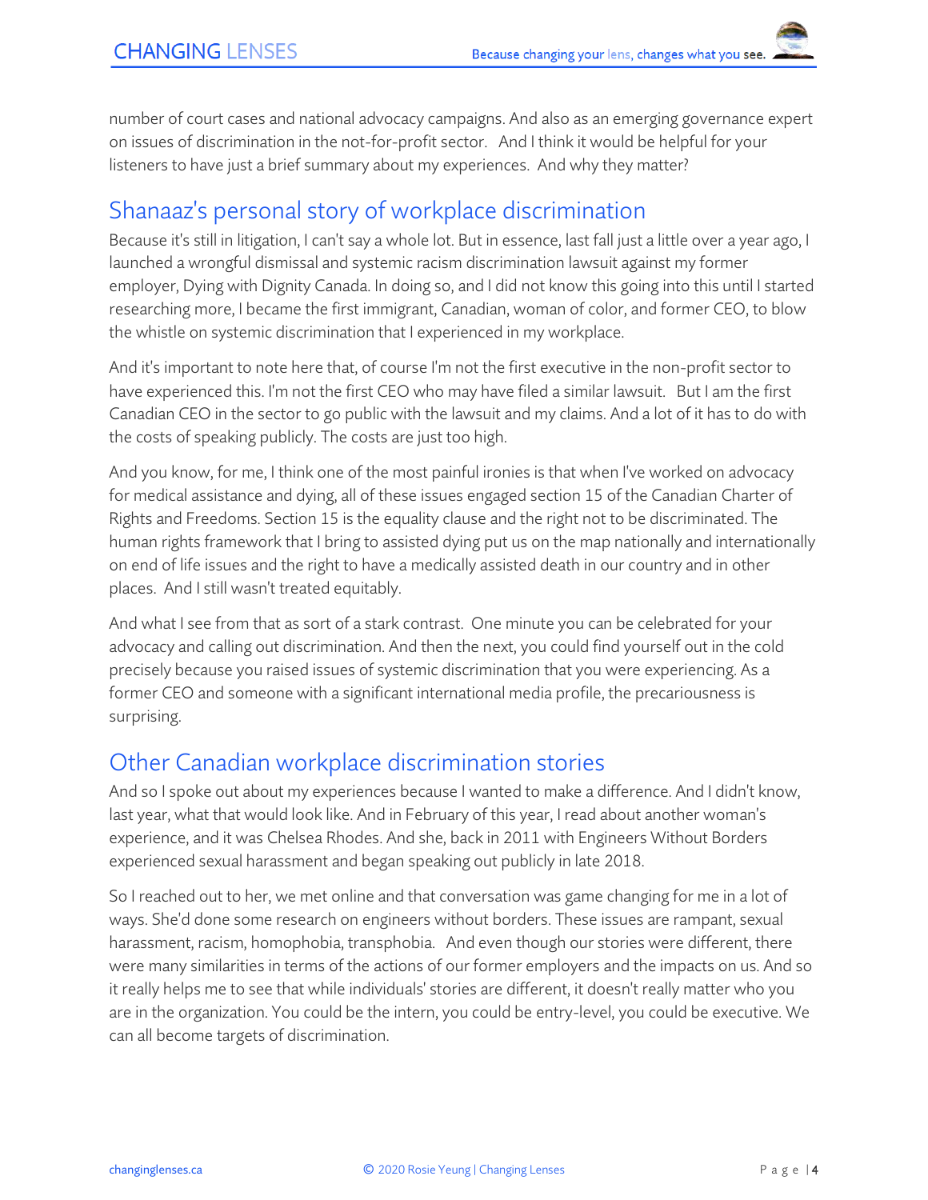number of court cases and national advocacy campaigns. And also as an emerging governance expert on issues of discrimination in the not-for-profit sector. And I think it would be helpful for your listeners to have just a brief summary about my experiences. And why they matter?

## Shanaaz's personal story of workplace discrimination

Because it's still in litigation, I can't say a whole lot. But in essence, last fall just a little over a year ago, I launched a wrongful dismissal and systemic racism discrimination lawsuit against my former employer, Dying with Dignity Canada. In doing so, and I did not know this going into this until I started researching more, I became the first immigrant, Canadian, woman of color, and former CEO, to blow the whistle on systemic discrimination that I experienced in my workplace.

And it's important to note here that, of course I'm not the first executive in the non-profit sector to have experienced this. I'm not the first CEO who may have filed a similar lawsuit. But I am the first Canadian CEO in the sector to go public with the lawsuit and my claims. And a lot of it has to do with the costs of speaking publicly. The costs are just too high.

And you know, for me, I think one of the most painful ironies is that when I've worked on advocacy for medical assistance and dying, all of these issues engaged section 15 of the Canadian Charter of Rights and Freedoms. Section 15 is the equality clause and the right not to be discriminated. The human rights framework that I bring to assisted dying put us on the map nationally and internationally on end of life issues and the right to have a medically assisted death in our country and in other places. And I still wasn't treated equitably.

And what I see from that as sort of a stark contrast. One minute you can be celebrated for your advocacy and calling out discrimination. And then the next, you could find yourself out in the cold precisely because you raised issues of systemic discrimination that you were experiencing. As a former CEO and someone with a significant international media profile, the precariousness is surprising.

## Other Canadian workplace discrimination stories

And so I spoke out about my experiences because I wanted to make a difference. And I didn't know, last year, what that would look like. And in February of this year, I read about another woman's experience, and it was Chelsea Rhodes. And she, back in 2011 with Engineers Without Borders experienced sexual harassment and began speaking out publicly in late 2018.

So I reached out to her, we met online and that conversation was game changing for me in a lot of ways. She'd done some research on engineers without borders. These issues are rampant, sexual harassment, racism, homophobia, transphobia. And even though our stories were different, there were many similarities in terms of the actions of our former employers and the impacts on us. And so it really helps me to see that while individuals' stories are different, it doesn't really matter who you are in the organization. You could be the intern, you could be entry-level, you could be executive. We can all become targets of discrimination.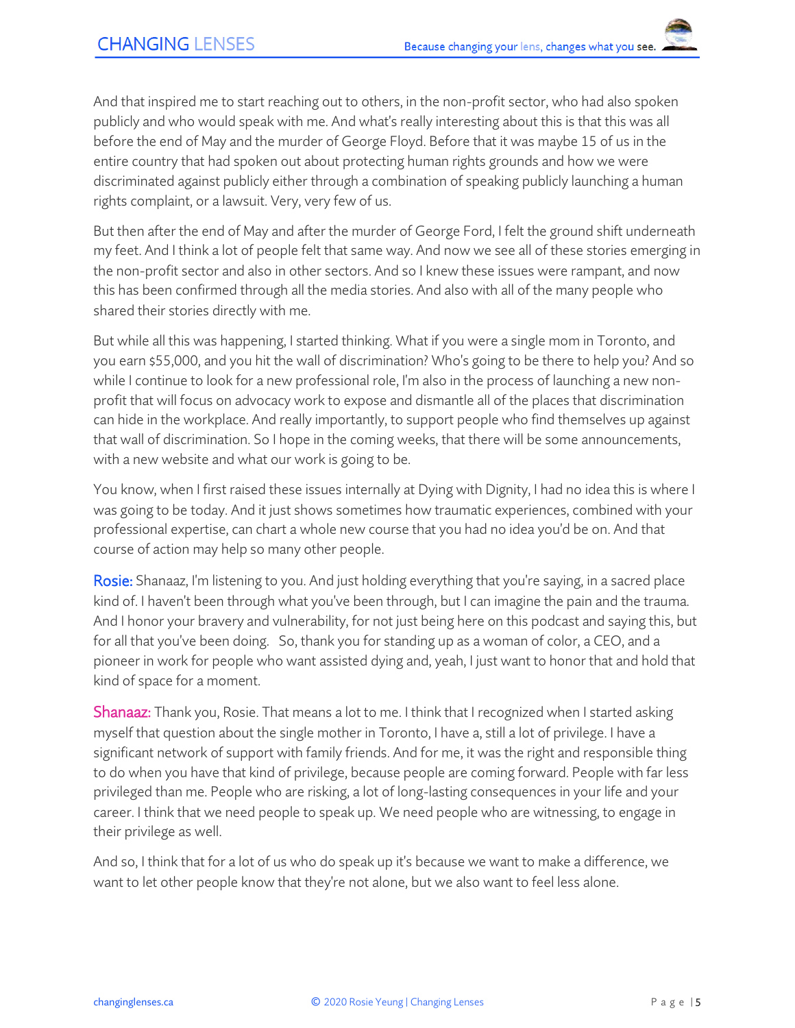And that inspired me to start reaching out to others, in the non-profit sector, who had also spoken publicly and who would speak with me. And what's really interesting about this is that this was all before the end of May and the murder of George Floyd. Before that it was maybe 15 of us in the entire country that had spoken out about protecting human rights grounds and how we were discriminated against publicly either through a combination of speaking publicly launching a human rights complaint, or a lawsuit. Very, very few of us.

But then after the end of May and after the murder of George Ford, I felt the ground shift underneath my feet. And I think a lot of people felt that same way. And now we see all of these stories emerging in the non-profit sector and also in other sectors. And so I knew these issues were rampant, and now this has been confirmed through all the media stories. And also with all of the many people who shared their stories directly with me.

But while all this was happening, I started thinking. What if you were a single mom in Toronto, and you earn $55,000, and you hit the wall of discrimination? Who's going to be there to help you? And so while I continue to look for a new professional role, I'm also in the process of launching a new non-profit that will focus on advocacy work to expose and dismantle all of the places that discrimination can hide in the workplace. And really importantly, to support people who find themselves up against that wall of discrimination. So I hope in the coming weeks, that there will be some announcements, with a new website and what our work is going to be.

You know, when I first raised these issues internally at Dying with Dignity, I had no idea this is where I was going to be today. And it just shows sometimes how traumatic experiences, combined with your professional expertise, can chart a whole new course that you had no idea you'd be on. And that course of action may help so many other people.

**Rosie:** Shanaaz, I'm listening to you. And just holding everything that you're saying, in a sacred place kind of. I haven't been through what you've been through, but I can imagine the pain and the trauma. And I honor your bravery and vulnerability, for not just being here on this podcast and saying this, but for all that you've been doing. So, thank you for standing up as a woman of color, a CEO, and a pioneer in work for people who want assisted dying and, yeah, I just want to honor that and hold that kind of space for a moment.

**Shanaaz:** Thank you, Rosie. That means a lot to me. I think that I recognized when I started asking myself that question about the single mother in Toronto, I have a, still a lot of privilege. I have a significant network of support with family friends. And for me, it was the right and responsible thing to do when you have that kind of privilege, because people are coming forward. People with far less privileged than me. People who are risking, a lot of long-lasting consequences in your life and your career. I think that we need people to speak up. We need people who are witnessing, to engage in their privilege as well.

And so, I think that for a lot of us who do speak up it's because we want to make a difference, we want to let other people know that they're not alone, but we also want to feel less alone.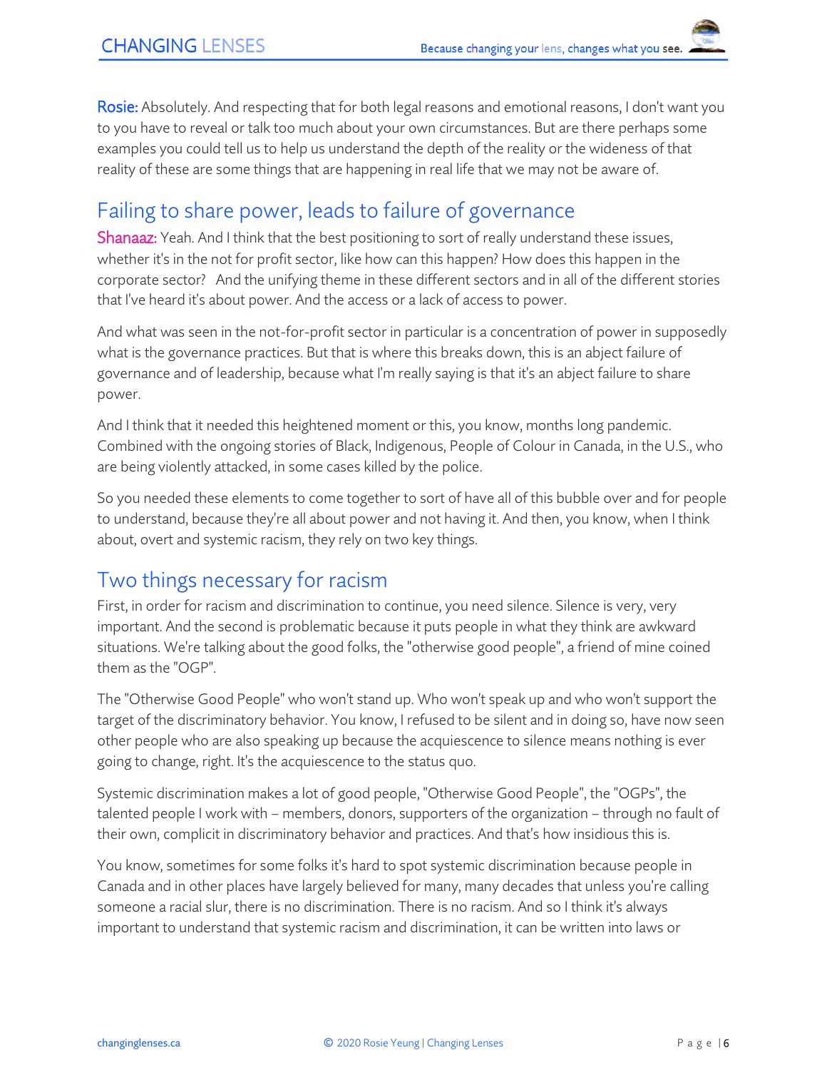**Rosie:** Absolutely. And respecting that for both legal reasons and emotional reasons, I don't want you to you have to reveal or talk too much about your own circumstances. But are there perhaps some examples you could tell us to help us understand the depth of the reality or the wideness of that reality of these are some things that are happening in real life that we may not be aware of.

## Failing to share power, leads to failure of governance

**Shanaaz:** Yeah. And I think that the best positioning to sort of really understand these issues, whether it's in the not for profit sector, like how can this happen? How does this happen in the corporate sector? And the unifying theme in these different sectors and in all of the different stories that I've heard it's about power. And the access or a lack of access to power.

And what was seen in the not-for-profit sector in particular is a concentration of power in supposedly what is the governance practices. But that is where this breaks down, this is an abject failure of governance and of leadership, because what I'm really saying is that it's an abject failure to share power.

And I think that it needed this heightened moment or this, you know, months long pandemic. Combined with the ongoing stories of Black, Indigenous, People of Colour in Canada, in the U.S., who are being violently attacked, in some cases killed by the police.

So you needed these elements to come together to sort of have all of this bubble over and for people to understand, because they're all about power and not having it. And then, you know, when I think about, overt and systemic racism, they rely on two key things.

## Two things necessary for racism

First, in order for racism and discrimination to continue, you need silence. Silence is very, very important. And the second is problematic because it puts people in what they think are awkward situations. We're talking about the good folks, the "otherwise good people", a friend of mine coined them as the "OGP".

The "Otherwise Good People" who won't stand up. Who won't speak up and who won't support the target of the discriminatory behavior. You know, I refused to be silent and in doing so, have now seen other people who are also speaking up because the acquiescence to silence means nothing is ever going to change, right. It's the acquiescence to the status quo.

Systemic discrimination makes a lot of good people, "Otherwise Good People", the "OGPs", the talented people I work with – members, donors, supporters of the organization – through no fault of their own, complicit in discriminatory behavior and practices. And that's how insidious this is.

You know, sometimes for some folks it's hard to spot systemic discrimination because people in Canada and in other places have largely believed for many, many decades that unless you're calling someone a racial slur, there is no discrimination. There is no racism. And so I think it's always important to understand that systemic racism and discrimination, it can be written into laws or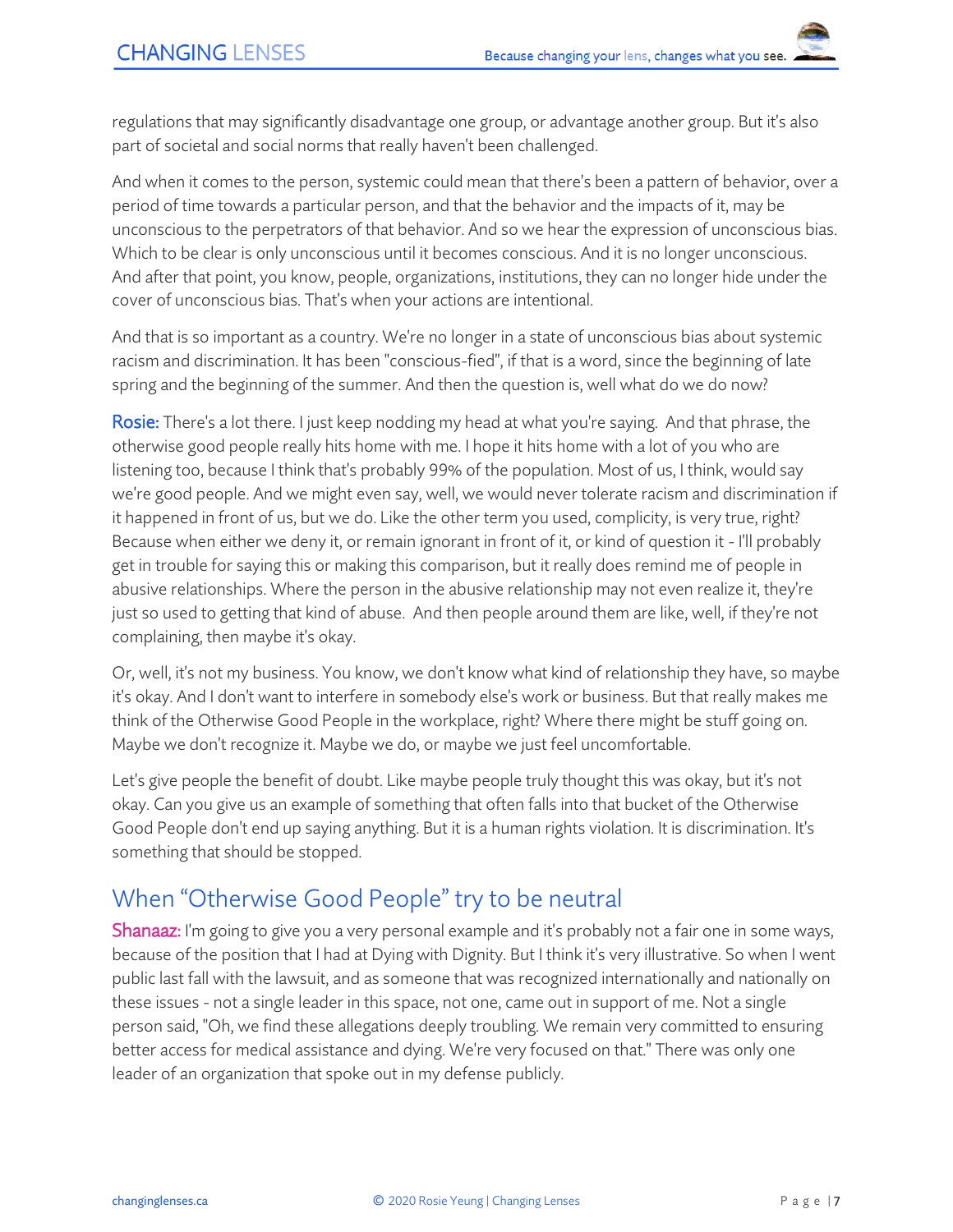regulations that may significantly disadvantage one group, or advantage another group. But it's also part of societal and social norms that really haven't been challenged.

And when it comes to the person, systemic could mean that there's been a pattern of behavior, over a period of time towards a particular person, and that the behavior and the impacts of it, may be unconscious to the perpetrators of that behavior. And so we hear the expression of unconscious bias. Which to be clear is only unconscious until it becomes conscious. And it is no longer unconscious. And after that point, you know, people, organizations, institutions, they can no longer hide under the cover of unconscious bias. That's when your actions are intentional.

And that is so important as a country. We're no longer in a state of unconscious bias about systemic racism and discrimination. It has been "conscious-fied", if that is a word, since the beginning of late spring and the beginning of the summer. And then the question is, well what do we do now?

**Rosie:** There's a lot there. I just keep nodding my head at what you're saying. And that phrase, the otherwise good people really hits home with me. I hope it hits home with a lot of you who are listening too, because I think that's probably 99% of the population. Most of us, I think, would say we're good people. And we might even say, well, we would never tolerate racism and discrimination if it happened in front of us, but we do. Like the other term you used, complicity, is very true, right? Because when either we deny it, or remain ignorant in front of it, or kind of question it - I'll probably get in trouble for saying this or making this comparison, but it really does remind me of people in abusive relationships. Where the person in the abusive relationship may not even realize it, they're just so used to getting that kind of abuse. And then people around them are like, well, if they're not complaining, then maybe it's okay.

Or, well, it's not my business. You know, we don't know what kind of relationship they have, so maybe it's okay. And I don't want to interfere in somebody else's work or business. But that really makes me think of the Otherwise Good People in the workplace, right? Where there might be stuff going on. Maybe we don't recognize it. Maybe we do, or maybe we just feel uncomfortable.

Let's give people the benefit of doubt. Like maybe people truly thought this was okay, but it's not okay. Can you give us an example of something that often falls into that bucket of the Otherwise Good People don't end up saying anything. But it is a human rights violation. It is discrimination. It's something that should be stopped.

## When "Otherwise Good People" try to be neutral

**Shanaaz:** I'm going to give you a very personal example and it's probably not a fair one in some ways, because of the position that I had at Dying with Dignity. But I think it's very illustrative. So when I went public last fall with the lawsuit, and as someone that was recognized internationally and nationally on these issues - not a single leader in this space, not one, came out in support of me. Not a single person said, "Oh, we find these allegations deeply troubling. We remain very committed to ensuring better access for medical assistance and dying. We're very focused on that." There was only one leader of an organization that spoke out in my defense publicly.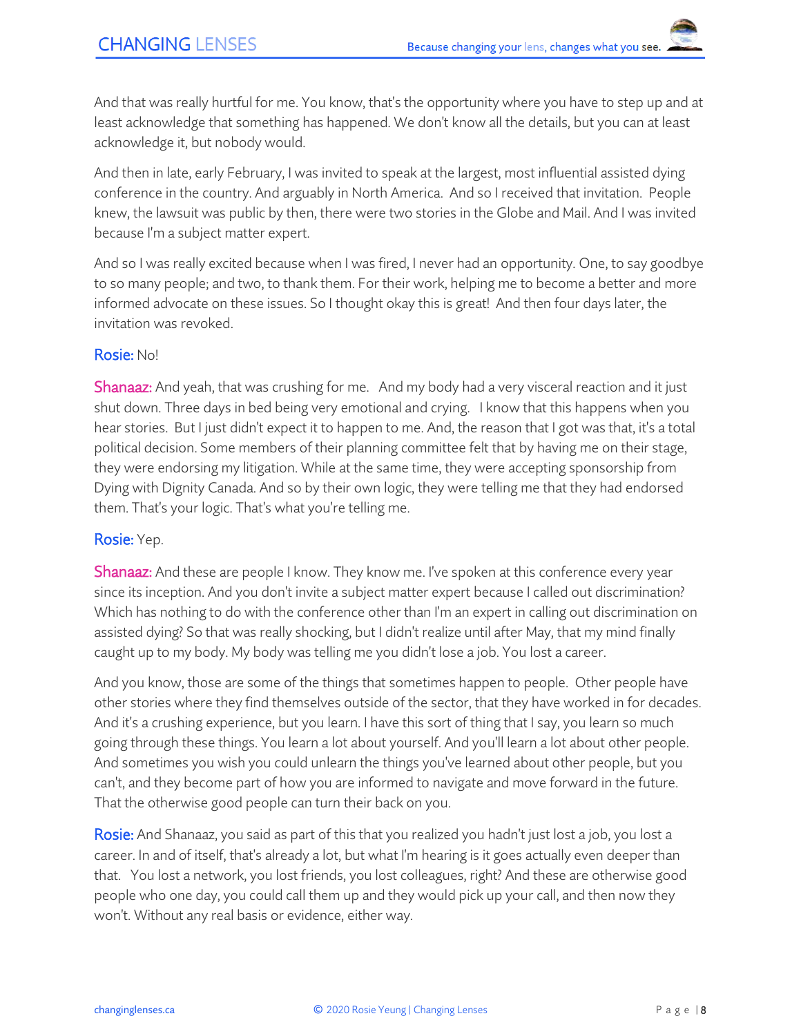And that was really hurtful for me. You know, that's the opportunity where you have to step up and at least acknowledge that something has happened. We don't know all the details, but you can at least acknowledge it, but nobody would.

And then in late, early February, I was invited to speak at the largest, most influential assisted dying conference in the country. And arguably in North America. And so I received that invitation. People knew, the lawsuit was public by then, there were two stories in the Globe and Mail. And I was invited because I'm a subject matter expert.

And so I was really excited because when I was fired, I never had an opportunity. One, to say goodbye to so many people; and two, to thank them. For their work, helping me to become a better and more informed advocate on these issues. So I thought okay this is great! And then four days later, the invitation was revoked.

**Rosie:** No!

**Shanaaz:** And yeah, that was crushing for me. And my body had a very visceral reaction and it just shut down. Three days in bed being very emotional and crying. I know that this happens when you hear stories. But I just didn't expect it to happen to me. And, the reason that I got was that, it's a total political decision. Some members of their planning committee felt that by having me on their stage, they were endorsing my litigation. While at the same time, they were accepting sponsorship from Dying with Dignity Canada. And so by their own logic, they were telling me that they had endorsed them. That's your logic. That's what you're telling me.

**Rosie:** Yep.

**Shanaaz:** And these are people I know. They know me. I've spoken at this conference every year since its inception. And you don't invite a subject matter expert because I called out discrimination? Which has nothing to do with the conference other than I'm an expert in calling out discrimination on assisted dying? So that was really shocking, but I didn't realize until after May, that my mind finally caught up to my body. My body was telling me you didn't lose a job. You lost a career.

And you know, those are some of the things that sometimes happen to people. Other people have other stories where they find themselves outside of the sector, that they have worked in for decades. And it's a crushing experience, but you learn. I have this sort of thing that I say, you learn so much going through these things. You learn a lot about yourself. And you'll learn a lot about other people. And sometimes you wish you could unlearn the things you've learned about other people, but you can't, and they become part of how you are informed to navigate and move forward in the future. That the otherwise good people can turn their back on you.

**Rosie:** And Shanaaz, you said as part of this that you realized you hadn't just lost a job, you lost a career. In and of itself, that's already a lot, but what I'm hearing is it goes actually even deeper than that. You lost a network, you lost friends, you lost colleagues, right? And these are otherwise good people who one day, you could call them up and they would pick up your call, and then now they won't. Without any real basis or evidence, either way.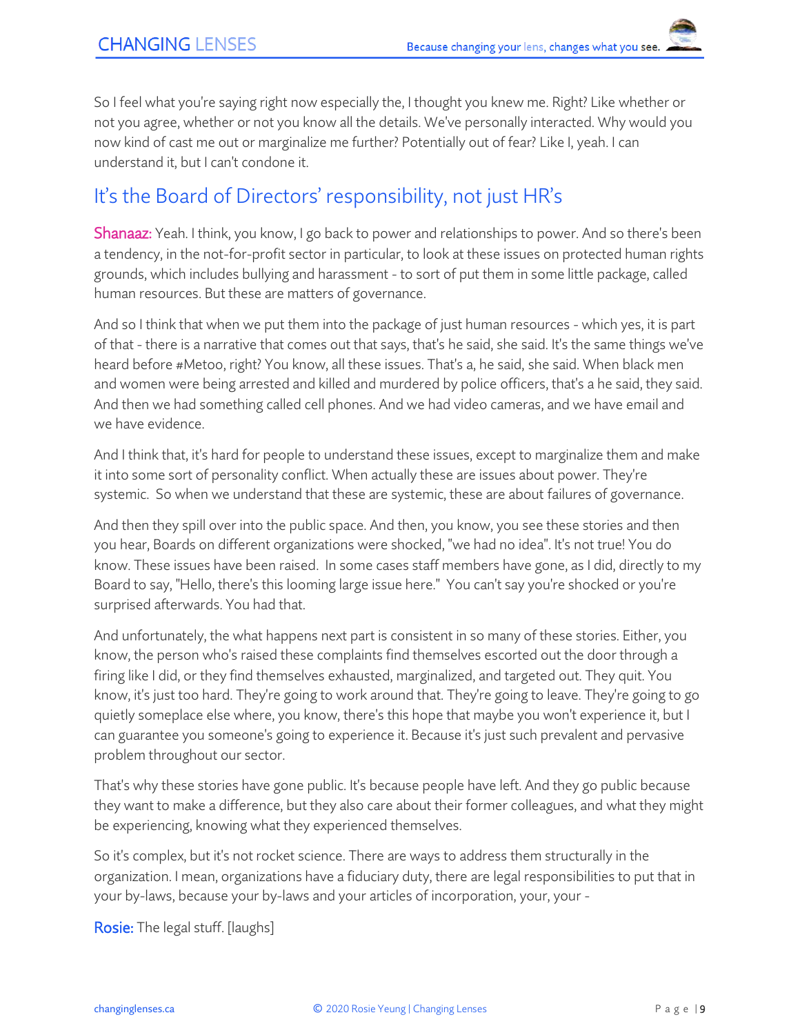So I feel what you're saying right now especially the, I thought you knew me. Right? Like whether or not you agree, whether or not you know all the details. We've personally interacted. Why would you now kind of cast me out or marginalize me further? Potentially out of fear? Like I, yeah. I can understand it, but I can't condone it.

## It's the Board of Directors' responsibility, not just HR's

**Shanaaz:** Yeah. I think, you know, I go back to power and relationships to power. And so there's been a tendency, in the not-for-profit sector in particular, to look at these issues on protected human rights grounds, which includes bullying and harassment - to sort of put them in some little package, called human resources. But these are matters of governance.

And so I think that when we put them into the package of just human resources - which yes, it is part of that - there is a narrative that comes out that says, that's he said, she said. It's the same things we've heard before #Metoo, right? You know, all these issues. That's a, he said, she said. When black men and women were being arrested and killed and murdered by police officers, that's a he said, they said. And then we had something called cell phones. And we had video cameras, and we have email and we have evidence.

And I think that, it's hard for people to understand these issues, except to marginalize them and make it into some sort of personality conflict. When actually these are issues about power. They're systemic. So when we understand that these are systemic, these are about failures of governance.

And then they spill over into the public space. And then, you know, you see these stories and then you hear, Boards on different organizations were shocked, "we had no idea". It's not true! You do know. These issues have been raised. In some cases staff members have gone, as I did, directly to my Board to say, "Hello, there's this looming large issue here." You can't say you're shocked or you're surprised afterwards. You had that.

And unfortunately, the what happens next part is consistent in so many of these stories. Either, you know, the person who's raised these complaints find themselves escorted out the door through a firing like I did, or they find themselves exhausted, marginalized, and targeted out. They quit. You know, it's just too hard. They're going to work around that. They're going to leave. They're going to go quietly someplace else where, you know, there's this hope that maybe you won't experience it, but I can guarantee you someone's going to experience it. Because it's just such prevalent and pervasive problem throughout our sector.

That's why these stories have gone public. It's because people have left. And they go public because they want to make a difference, but they also care about their former colleagues, and what they might be experiencing, knowing what they experienced themselves.

So it's complex, but it's not rocket science. There are ways to address them structurally in the organization. I mean, organizations have a fiduciary duty, there are legal responsibilities to put that in your by-laws, because your by-laws and your articles of incorporation, your, your -

**Rosie:** The legal stuff. [laughs]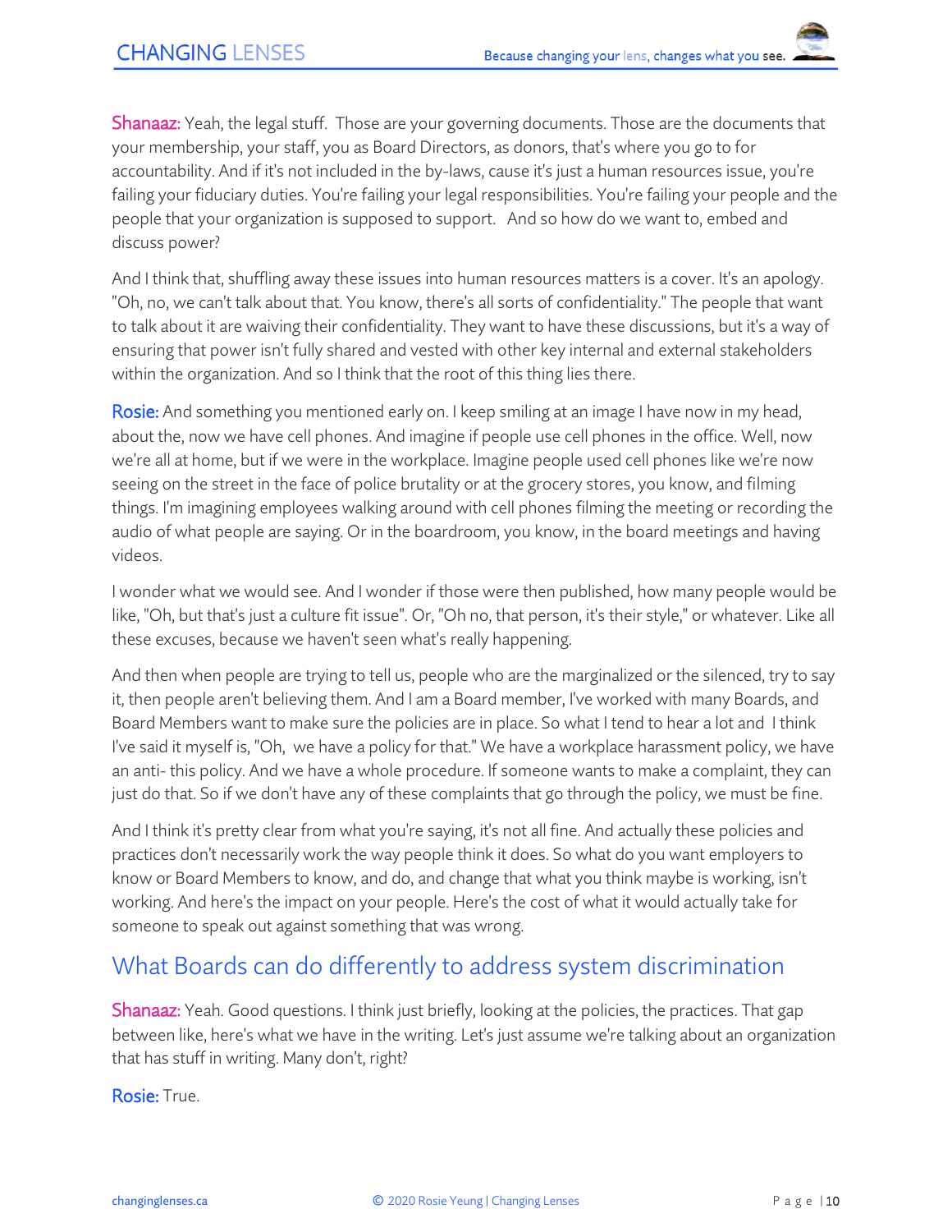**Shanaaz:** Yeah, the legal stuff. Those are your governing documents. Those are the documents that your membership, your staff, you as Board Directors, as donors, that's where you go to for accountability. And if it's not included in the by-laws, cause it's just a human resources issue, you're failing your fiduciary duties. You're failing your legal responsibilities. You're failing your people and the people that your organization is supposed to support. And so how do we want to, embed and discuss power?

And I think that, shuffling away these issues into human resources matters is a cover. It's an apology. "Oh, no, we can't talk about that. You know, there's all sorts of confidentiality." The people that want to talk about it are waiving their confidentiality. They want to have these discussions, but it's a way of ensuring that power isn't fully shared and vested with other key internal and external stakeholders within the organization. And so I think that the root of this thing lies there.

**Rosie:** And something you mentioned early on. I keep smiling at an image I have now in my head, about the, now we have cell phones. And imagine if people use cell phones in the office. Well, now we're all at home, but if we were in the workplace. Imagine people used cell phones like we're now seeing on the street in the face of police brutality or at the grocery stores, you know, and filming things. I'm imagining employees walking around with cell phones filming the meeting or recording the audio of what people are saying. Or in the boardroom, you know, in the board meetings and having videos.

I wonder what we would see. And I wonder if those were then published, how many people would be like, "Oh, but that's just a culture fit issue". Or, "Oh no, that person, it's their style," or whatever. Like all these excuses, because we haven't seen what's really happening.

And then when people are trying to tell us, people who are the marginalized or the silenced, try to say it, then people aren't believing them. And I am a Board member, I've worked with many Boards, and Board Members want to make sure the policies are in place. So what I tend to hear a lot and I think I've said it myself is, "Oh, we have a policy for that." We have a workplace harassment policy, we have an anti- this policy. And we have a whole procedure. If someone wants to make a complaint, they can just do that. So if we don't have any of these complaints that go through the policy, we must be fine.

And I think it's pretty clear from what you're saying, it's not all fine. And actually these policies and practices don't necessarily work the way people think it does. So what do you want employers to know or Board Members to know, and do, and change that what you think maybe is working, isn't working. And here's the impact on your people. Here's the cost of what it would actually take for someone to speak out against something that was wrong.

## What Boards can do differently to address system discrimination

**Shanaaz:** Yeah. Good questions. I think just briefly, looking at the policies, the practices. That gap between like, here's what we have in the writing. Let's just assume we're talking about an organization that has stuff in writing. Many don't, right?

**Rosie:** True.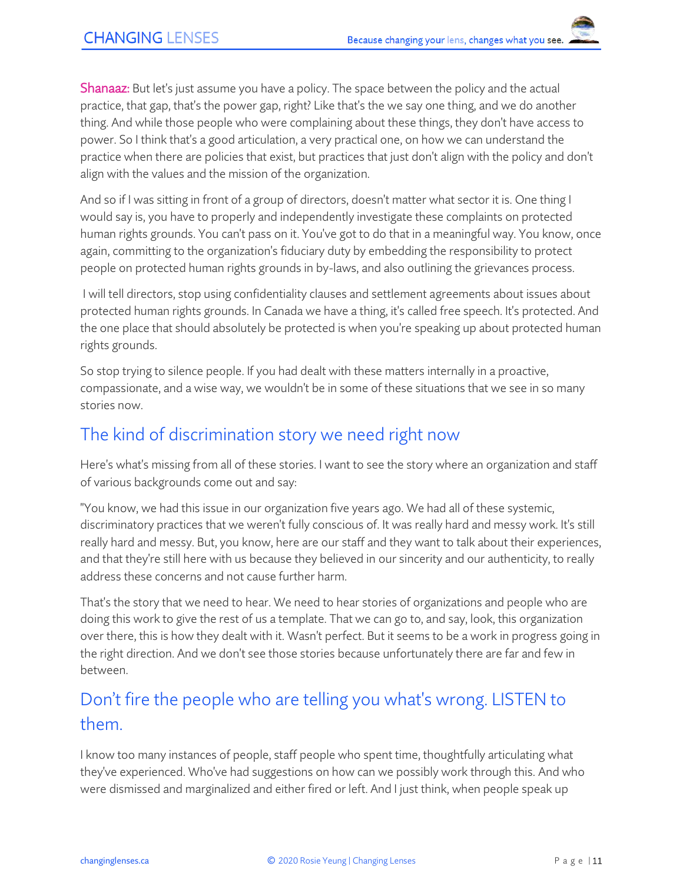**Shanaaz:** But let's just assume you have a policy. The space between the policy and the actual practice, that gap, that's the power gap, right? Like that's the we say one thing, and we do another thing. And while those people who were complaining about these things, they don't have access to power. So I think that's a good articulation, a very practical one, on how we can understand the practice when there are policies that exist, but practices that just don't align with the policy and don't align with the values and the mission of the organization.

And so if I was sitting in front of a group of directors, doesn't matter what sector it is. One thing I would say is, you have to properly and independently investigate these complaints on protected human rights grounds. You can't pass on it. You've got to do that in a meaningful way. You know, once again, committing to the organization's fiduciary duty by embedding the responsibility to protect people on protected human rights grounds in by-laws, and also outlining the grievances process.

I will tell directors, stop using confidentiality clauses and settlement agreements about issues about protected human rights grounds. In Canada we have a thing, it's called free speech. It's protected. And the one place that should absolutely be protected is when you're speaking up about protected human rights grounds.

So stop trying to silence people. If you had dealt with these matters internally in a proactive, compassionate, and a wise way, we wouldn't be in some of these situations that we see in so many stories now.

## The kind of discrimination story we need right now

Here's what's missing from all of these stories. I want to see the story where an organization and staff of various backgrounds come out and say:

"You know, we had this issue in our organization five years ago. We had all of these systemic, discriminatory practices that we weren't fully conscious of. It was really hard and messy work. It's still really hard and messy. But, you know, here are our staff and they want to talk about their experiences, and that they're still here with us because they believed in our sincerity and our authenticity, to really address these concerns and not cause further harm.

That's the story that we need to hear. We need to hear stories of organizations and people who are doing this work to give the rest of us a template. That we can go to, and say, look, this organization over there, this is how they dealt with it. Wasn't perfect. But it seems to be a work in progress going in the right direction. And we don't see those stories because unfortunately there are far and few in between.

## Don't fire the people who are telling you what's wrong. LISTEN to them.

I know too many instances of people, staff people who spent time, thoughtfully articulating what they've experienced. Who've had suggestions on how can we possibly work through this. And who were dismissed and marginalized and either fired or left. And I just think, when people speak up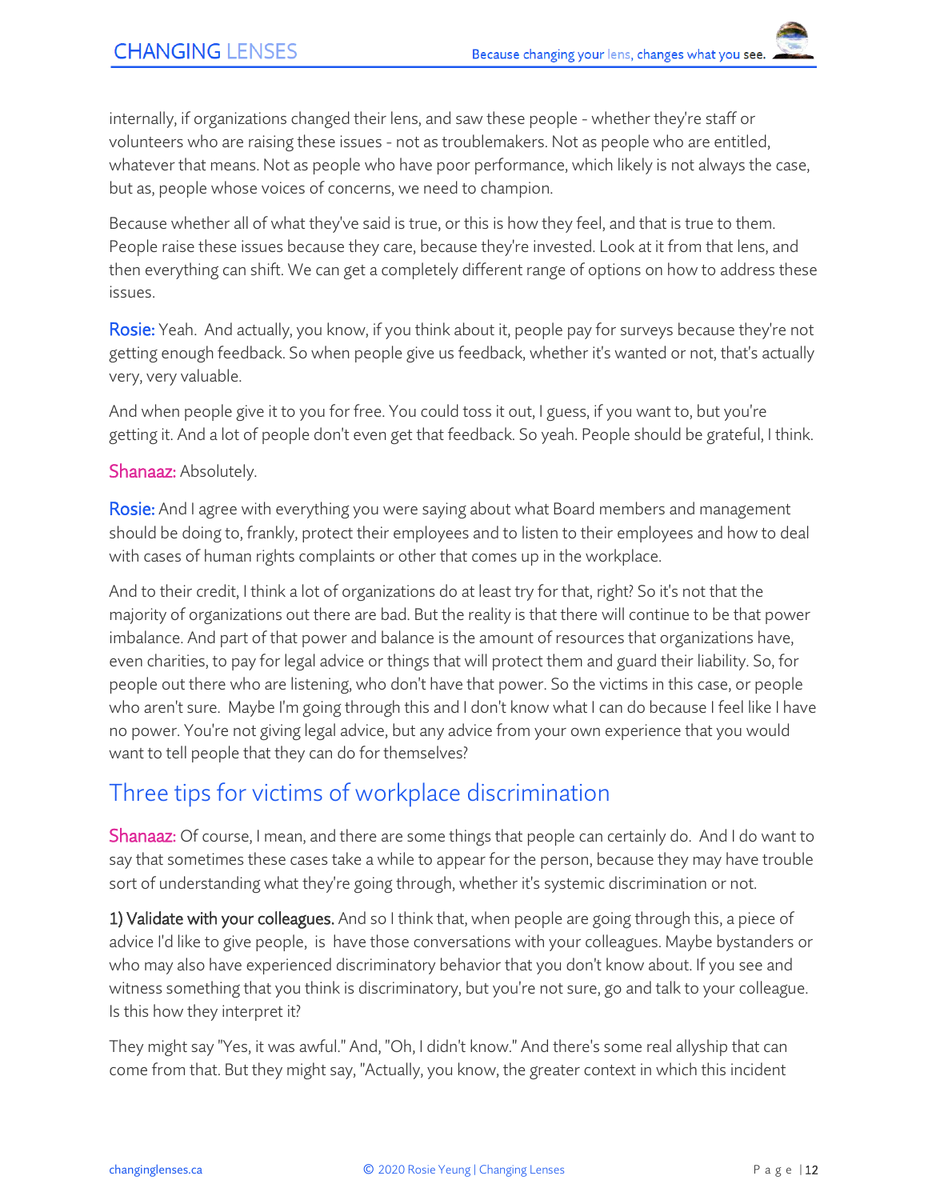internally, if organizations changed their lens, and saw these people - whether they're staff or volunteers who are raising these issues - not as troublemakers. Not as people who are entitled, whatever that means. Not as people who have poor performance, which likely is not always the case, but as, people whose voices of concerns, we need to champion.

Because whether all of what they've said is true, or this is how they feel, and that is true to them. People raise these issues because they care, because they're invested. Look at it from that lens, and then everything can shift. We can get a completely different range of options on how to address these issues.

**Rosie:** Yeah. And actually, you know, if you think about it, people pay for surveys because they're not getting enough feedback. So when people give us feedback, whether it's wanted or not, that's actually very, very valuable.

And when people give it to you for free. You could toss it out, I guess, if you want to, but you're getting it. And a lot of people don't even get that feedback. So yeah. People should be grateful, I think.

**Shanaaz:** Absolutely.

**Rosie:** And I agree with everything you were saying about what Board members and management should be doing to, frankly, protect their employees and to listen to their employees and how to deal with cases of human rights complaints or other that comes up in the workplace.

And to their credit, I think a lot of organizations do at least try for that, right? So it's not that the majority of organizations out there are bad. But the reality is that there will continue to be that power imbalance. And part of that power and balance is the amount of resources that organizations have, even charities, to pay for legal advice or things that will protect them and guard their liability. So, for people out there who are listening, who don't have that power. So the victims in this case, or people who aren't sure. Maybe I'm going through this and I don't know what I can do because I feel like I have no power. You're not giving legal advice, but any advice from your own experience that you would want to tell people that they can do for themselves?

## Three tips for victims of workplace discrimination

**Shanaaz:** Of course, I mean, and there are some things that people can certainly do. And I do want to say that sometimes these cases take a while to appear for the person, because they may have trouble sort of understanding what they're going through, whether it's systemic discrimination or not.

**1) Validate with your colleagues.** And so I think that, when people are going through this, a piece of advice I'd like to give people, is have those conversations with your colleagues. Maybe bystanders or who may also have experienced discriminatory behavior that you don't know about. If you see and witness something that you think is discriminatory, but you're not sure, go and talk to your colleague. Is this how they interpret it?

They might say "Yes, it was awful." And, "Oh, I didn't know." And there's some real allyship that can come from that. But they might say, "Actually, you know, the greater context in which this incident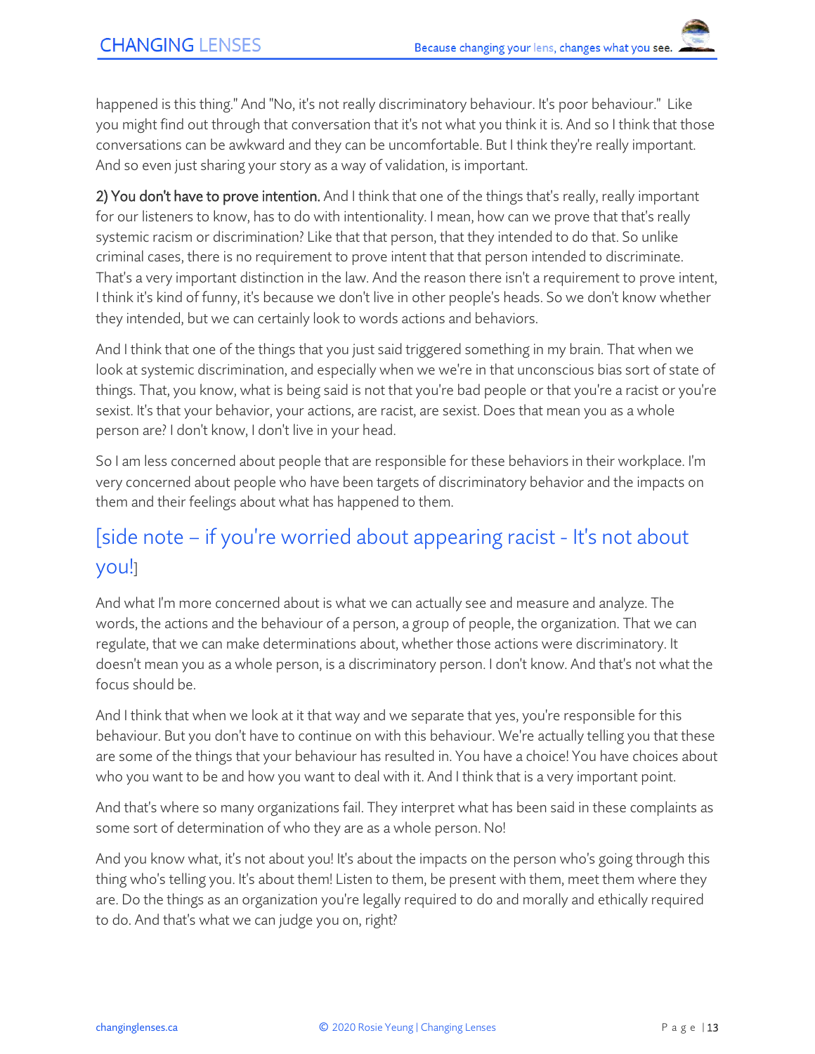happened is this thing." And "No, it's not really discriminatory behaviour. It's poor behaviour." Like you might find out through that conversation that it's not what you think it is. And so I think that those conversations can be awkward and they can be uncomfortable. But I think they're really important. And so even just sharing your story as a way of validation, is important.

**2) You don't have to prove intention.** And I think that one of the things that's really, really important for our listeners to know, has to do with intentionality. I mean, how can we prove that that's really systemic racism or discrimination? Like that that person, that they intended to do that. So unlike criminal cases, there is no requirement to prove intent that that person intended to discriminate. That's a very important distinction in the law. And the reason there isn't a requirement to prove intent, I think it's kind of funny, it's because we don't live in other people's heads. So we don't know whether they intended, but we can certainly look to words actions and behaviors.

And I think that one of the things that you just said triggered something in my brain. That when we look at systemic discrimination, and especially when we we're in that unconscious bias sort of state of things. That, you know, what is being said is not that you're bad people or that you're a racist or you're sexist. It's that your behavior, your actions, are racist, are sexist. Does that mean you as a whole person are? I don't know, I don't live in your head.

So I am less concerned about people that are responsible for these behaviors in their workplace. I'm very concerned about people who have been targets of discriminatory behavior and the impacts on them and their feelings about what has happened to them.

## [side note – if you're worried about appearing racist - It's not about you!]

And what I'm more concerned about is what we can actually see and measure and analyze. The words, the actions and the behaviour of a person, a group of people, the organization. That we can regulate, that we can make determinations about, whether those actions were discriminatory. It doesn't mean you as a whole person, is a discriminatory person. I don't know. And that's not what the focus should be.

And I think that when we look at it that way and we separate that yes, you're responsible for this behaviour. But you don't have to continue on with this behaviour. We're actually telling you that these are some of the things that your behaviour has resulted in. You have a choice! You have choices about who you want to be and how you want to deal with it. And I think that is a very important point.

And that's where so many organizations fail. They interpret what has been said in these complaints as some sort of determination of who they are as a whole person. No!

And you know what, it's not about you! It's about the impacts on the person who's going through this thing who's telling you. It's about them! Listen to them, be present with them, meet them where they are. Do the things as an organization you're legally required to do and morally and ethically required to do. And that's what we can judge you on, right?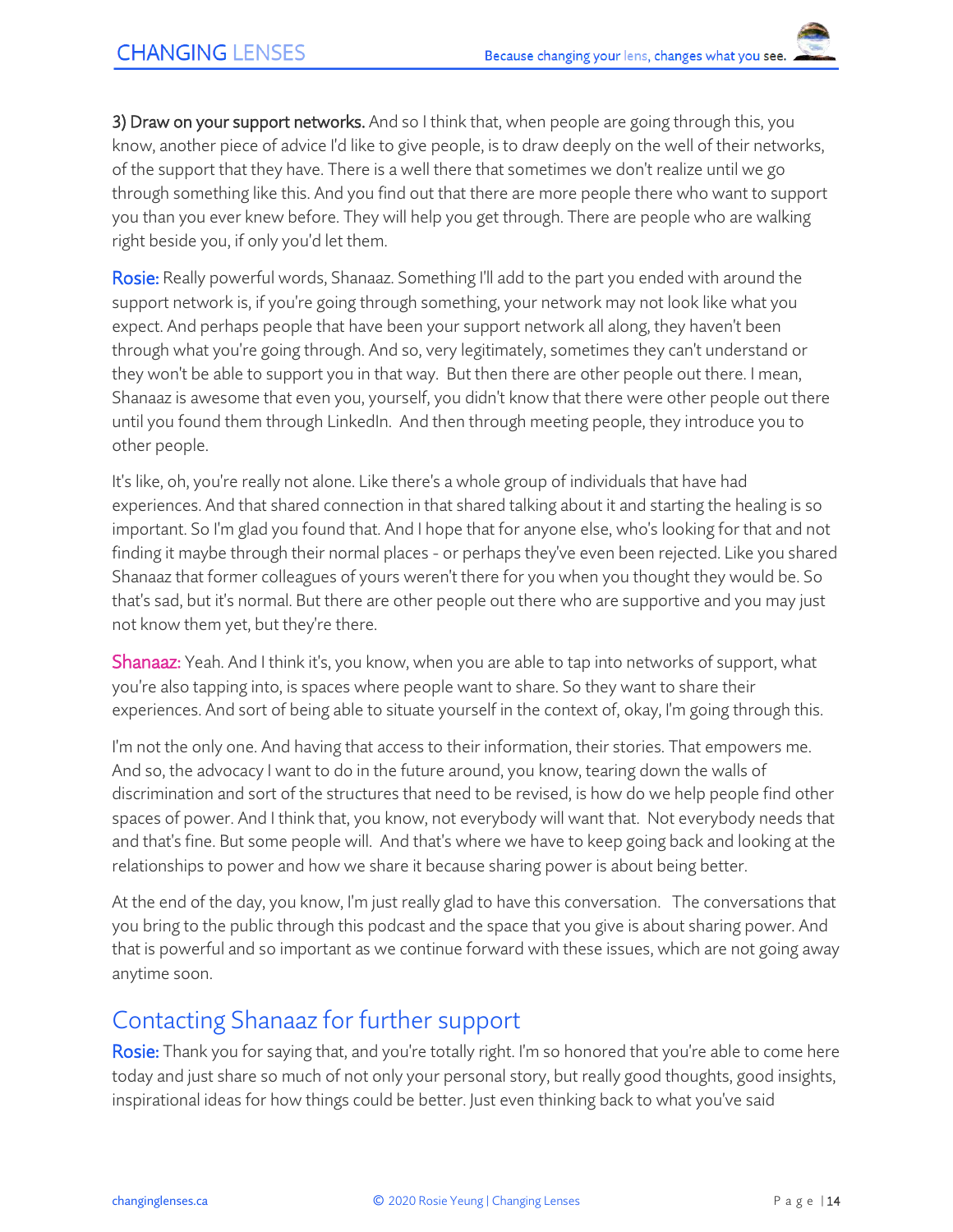**3) Draw on your support networks.** And so I think that, when people are going through this, you know, another piece of advice I'd like to give people, is to draw deeply on the well of their networks, of the support that they have. There is a well there that sometimes we don't realize until we go through something like this. And you find out that there are more people there who want to support you than you ever knew before. They will help you get through. There are people who are walking right beside you, if only you'd let them.

**Rosie:** Really powerful words, Shanaaz. Something I'll add to the part you ended with around the support network is, if you're going through something, your network may not look like what you expect. And perhaps people that have been your support network all along, they haven't been through what you're going through. And so, very legitimately, sometimes they can't understand or they won't be able to support you in that way. But then there are other people out there. I mean, Shanaaz is awesome that even you, yourself, you didn't know that there were other people out there until you found them through LinkedIn. And then through meeting people, they introduce you to other people.

It's like, oh, you're really not alone. Like there's a whole group of individuals that have had experiences. And that shared connection in that shared talking about it and starting the healing is so important. So I'm glad you found that. And I hope that for anyone else, who's looking for that and not finding it maybe through their normal places - or perhaps they've even been rejected. Like you shared Shanaaz that former colleagues of yours weren't there for you when you thought they would be. So that's sad, but it's normal. But there are other people out there who are supportive and you may just not know them yet, but they're there.

**Shanaaz:** Yeah. And I think it's, you know, when you are able to tap into networks of support, what you're also tapping into, is spaces where people want to share. So they want to share their experiences. And sort of being able to situate yourself in the context of, okay, I'm going through this.

I'm not the only one. And having that access to their information, their stories. That empowers me. And so, the advocacy I want to do in the future around, you know, tearing down the walls of discrimination and sort of the structures that need to be revised, is how do we help people find other spaces of power. And I think that, you know, not everybody will want that. Not everybody needs that and that's fine. But some people will. And that's where we have to keep going back and looking at the relationships to power and how we share it because sharing power is about being better.

At the end of the day, you know, I'm just really glad to have this conversation. The conversations that you bring to the public through this podcast and the space that you give is about sharing power. And that is powerful and so important as we continue forward with these issues, which are not going away anytime soon.

## Contacting Shanaaz for further support

**Rosie:** Thank you for saying that, and you're totally right. I'm so honored that you're able to come here today and just share so much of not only your personal story, but really good thoughts, good insights, inspirational ideas for how things could be better. Just even thinking back to what you've said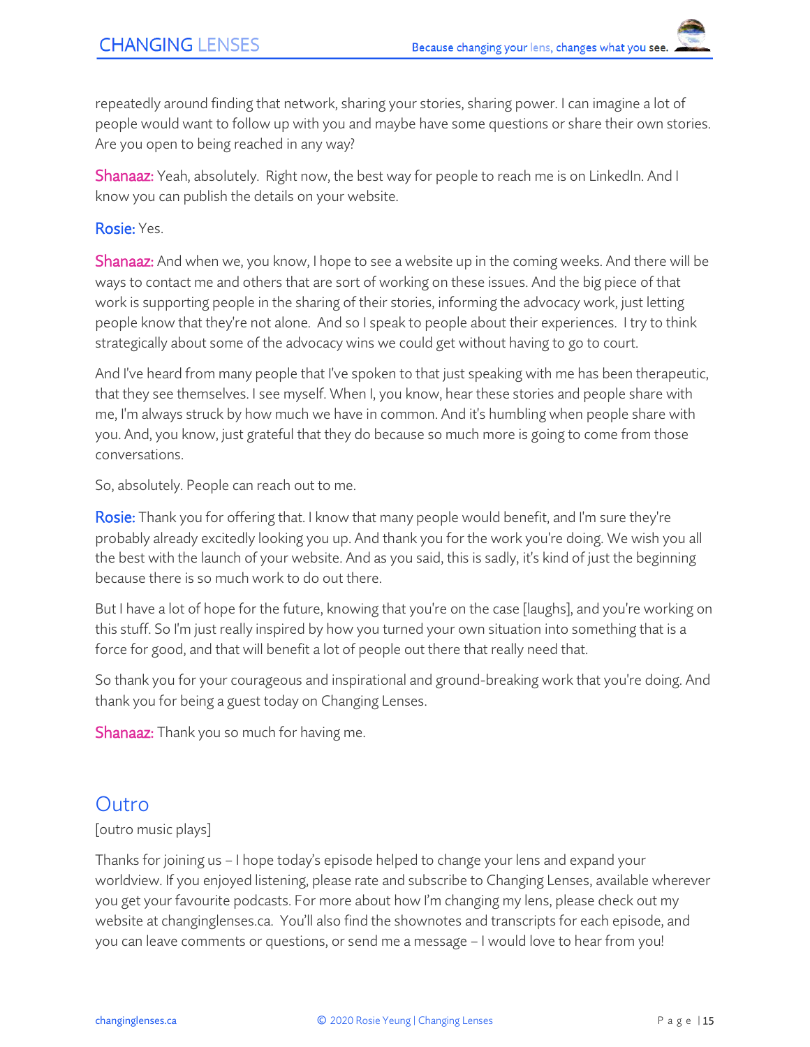repeatedly around finding that network, sharing your stories, sharing power. I can imagine a lot of people would want to follow up with you and maybe have some questions or share their own stories. Are you open to being reached in any way?

**Shanaaz:** Yeah, absolutely. Right now, the best way for people to reach me is on LinkedIn. And I know you can publish the details on your website.

**Rosie:** Yes.

**Shanaaz:** And when we, you know, I hope to see a website up in the coming weeks. And there will be ways to contact me and others that are sort of working on these issues. And the big piece of that work is supporting people in the sharing of their stories, informing the advocacy work, just letting people know that they're not alone. And so I speak to people about their experiences. I try to think strategically about some of the advocacy wins we could get without having to go to court.

And I've heard from many people that I've spoken to that just speaking with me has been therapeutic, that they see themselves. I see myself. When I, you know, hear these stories and people share with me, I'm always struck by how much we have in common. And it's humbling when people share with you. And, you know, just grateful that they do because so much more is going to come from those conversations.

So, absolutely. People can reach out to me.

**Rosie:** Thank you for offering that. I know that many people would benefit, and I'm sure they're probably already excitedly looking you up. And thank you for the work you're doing. We wish you all the best with the launch of your website. And as you said, this is sadly, it's kind of just the beginning because there is so much work to do out there.

But I have a lot of hope for the future, knowing that you're on the case [laughs], and you're working on this stuff. So I'm just really inspired by how you turned your own situation into something that is a force for good, and that will benefit a lot of people out there that really need that.

So thank you for your courageous and inspirational and ground-breaking work that you're doing. And thank you for being a guest today on Changing Lenses.

**Shanaaz:** Thank you so much for having me.

## Outro

[outro music plays]

Thanks for joining us – I hope today's episode helped to change your lens and expand your worldview. If you enjoyed listening, please rate and subscribe to Changing Lenses, available wherever you get your favourite podcasts. For more about how I'm changing my lens, please check out my website at changinglenses.ca. You'll also find the shownotes and transcripts for each episode, and you can leave comments or questions, or send me a message – I would love to hear from you!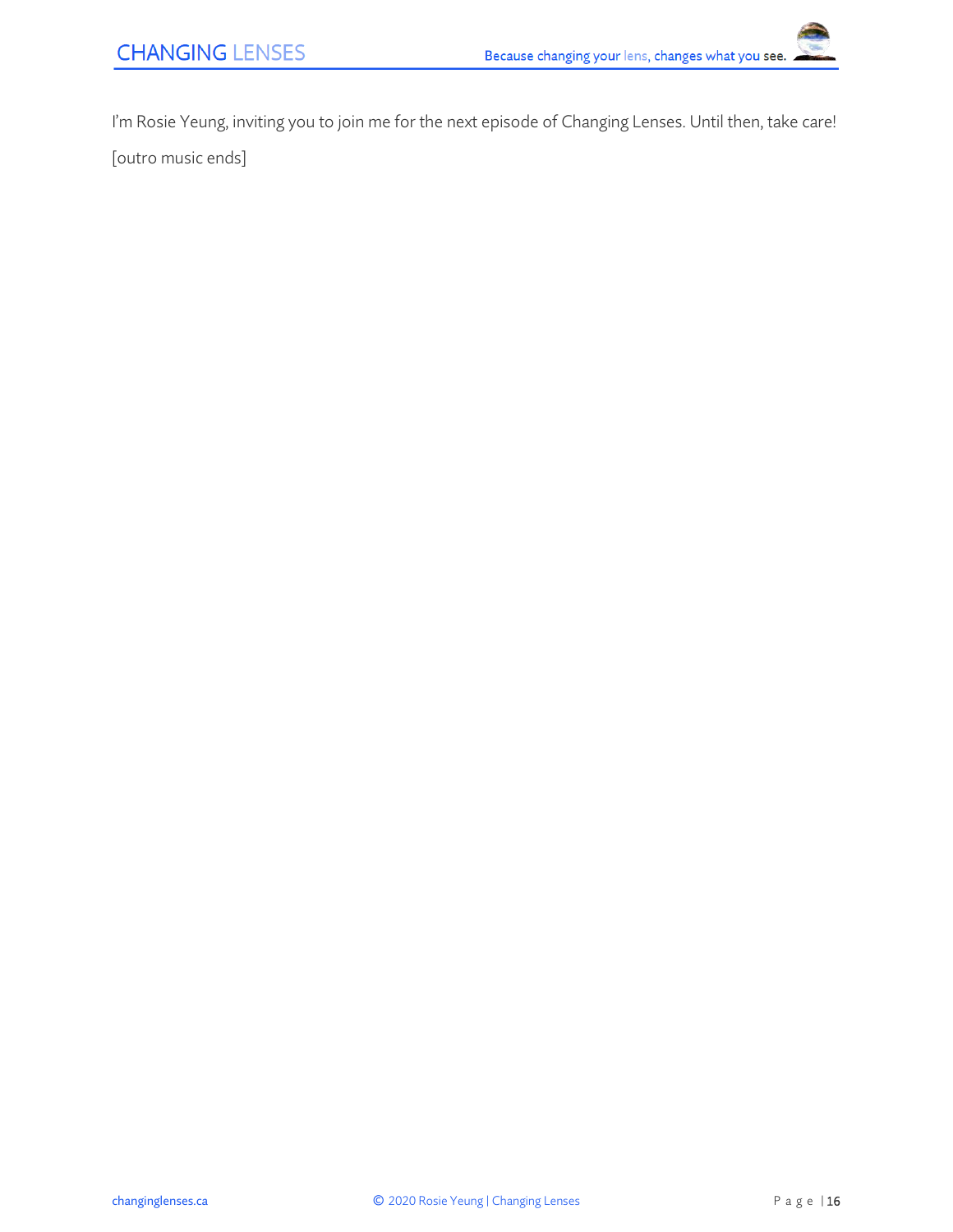I'm Rosie Yeung, inviting you to join me for the next episode of Changing Lenses. Until then, take care!

[outro music ends]